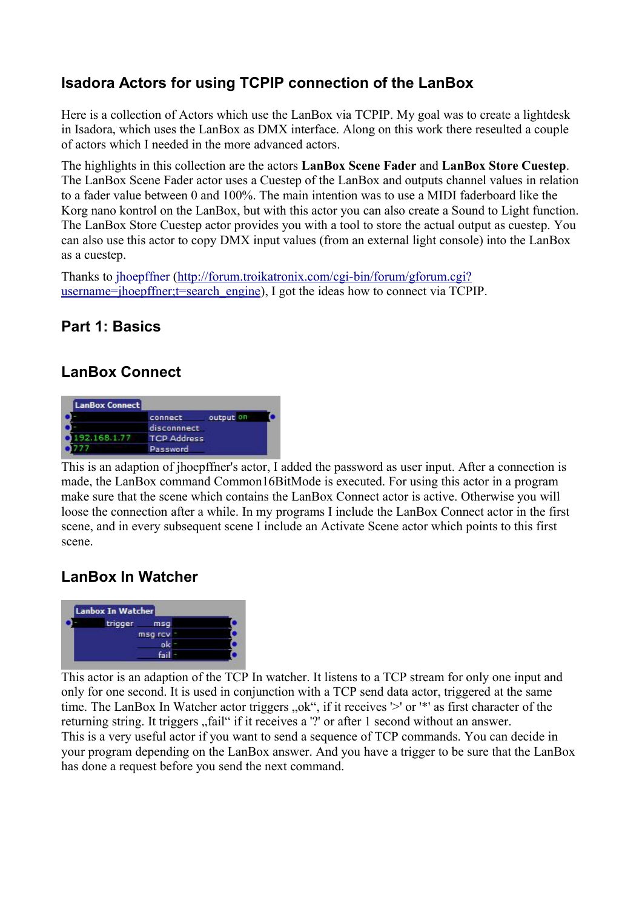# Isadora Actors for using TCPIP connection of the LanBox

Here is a collection of Actors which use the LanBox via TCPIP. My goal was to create a lightdesk in Isadora, which uses the LanBox as DMX interface. Along on this work there resulted a couple of actors which I needed in the more advanced actors.

The highlights in this collection are the actors **LanBox Scene Fader** and **LanBox Store Cuestep**. The LanBox Scene Fader actor uses a Cuestep of the LanBox and outputs channel values in relation to a fader value between 0 and 100%. The main intention was to use a MIDI faderboard like the Korg nano kontrol on the LanBox, but with this actor you can also create a Sound to Light function. The LanBox Store Cuestep actor provides you with a tool to store the actual output as cuestep. You can also use this actor to copy DMX input values (from an external light console) into the LanBox as a cuestep.

Thanks to jhoepffner (http://forum.troikatronix.com/cgi-bin/forum/gforum.cgi?username=jhoepffner;t=search_engine), I got the ideas how to connect via TCPIP.

## Part 1: Basics

### LanBox Connect

This is an adaption of jhoepffner's actor, I added the password as user input. After a connection is made, the LanBox command Common16BitMode is executed. For using this actor in a program make sure that the scene which contains the LanBox Connect actor is active. Otherwise you will loose the connection after a while. In my programs I include the LanBox Connect actor in the first scene, and in every subsequent scene I include an Activate Scene actor which points to this first scene.

### LanBox In Watcher

This actor is an adaption of the TCP In watcher. It listens to a TCP stream for only one input and only for one second. It is used in conjunction with a TCP send data actor, triggered at the same time. The LanBox In Watcher actor triggers „ok“, if it receives '>' or '*' as first character of the returning string. It triggers „fail“ if it receives a '?' or after 1 second without an answer.
This is a very useful actor if you want to send a sequence of TCP commands. You can decide in your program depending on the LanBox answer. And you have a trigger to be sure that the LanBox has done a request before you send the next command.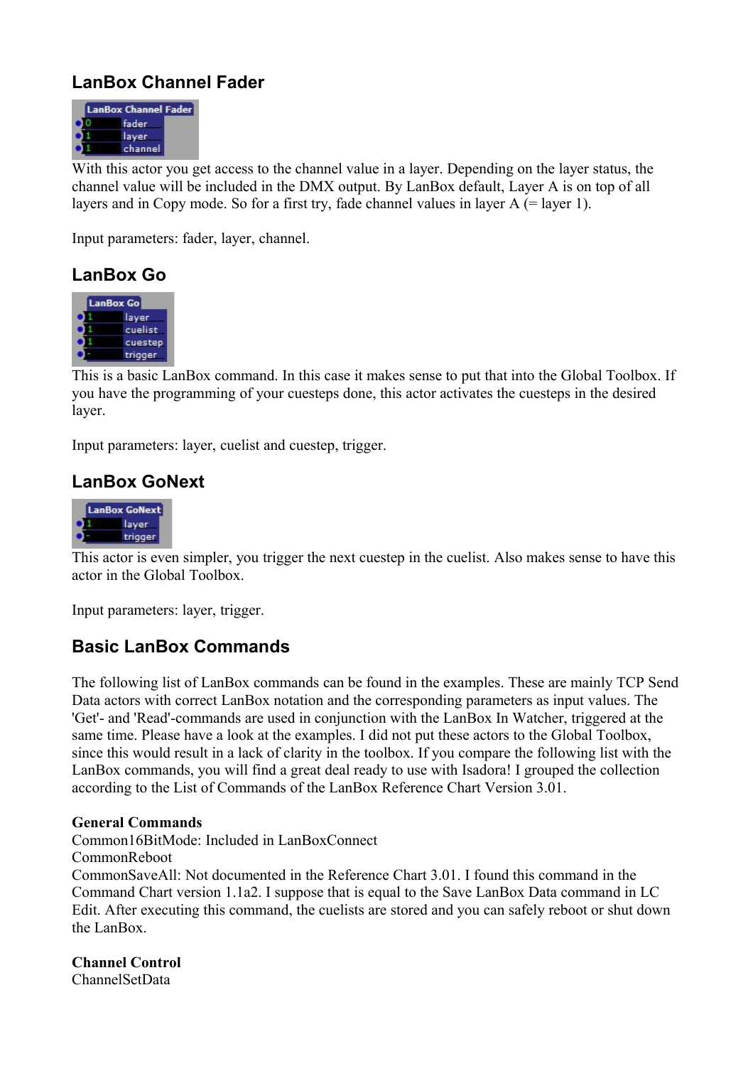## LanBox Channel Fader

With this actor you get access to the channel value in a layer. Depending on the layer status, the channel value will be included in the DMX output. By LanBox default, Layer A is on top of all layers and in Copy mode. So for a first try, fade channel values in layer A (= layer 1).

Input parameters: fader, layer, channel.

## LanBox Go

This is a basic LanBox command. In this case it makes sense to put that into the Global Toolbox. If you have the programming of your cuesteps done, this actor activates the cuesteps in the desired layer.

Input parameters: layer, cuelist and cuestep, trigger.

## LanBox GoNext

This actor is even simpler, you trigger the next cuestep in the cuelist. Also makes sense to have this actor in the Global Toolbox.

Input parameters: layer, trigger.

## Basic LanBox Commands

The following list of LanBox commands can be found in the examples. These are mainly TCP Send Data actors with correct LanBox notation and the corresponding parameters as input values. The 'Get'- and 'Read'-commands are used in conjunction with the LanBox In Watcher, triggered at the same time. Please have a look at the examples. I did not put these actors to the Global Toolbox, since this would result in a lack of clarity in the toolbox. If you compare the following list with the LanBox commands, you will find a great deal ready to use with Isadora! I grouped the collection according to the List of Commands of the LanBox Reference Chart Version 3.01.

**General Commands**
Common16BitMode: Included in LanBoxConnect
CommonReboot
CommonSaveAll: Not documented in the Reference Chart 3.01. I found this command in the Command Chart version 1.1a2. I suppose that is equal to the Save LanBox Data command in LC Edit. After executing this command, the cuelists are stored and you can safely reboot or shut down the LanBox.

**Channel Control**
ChannelSetData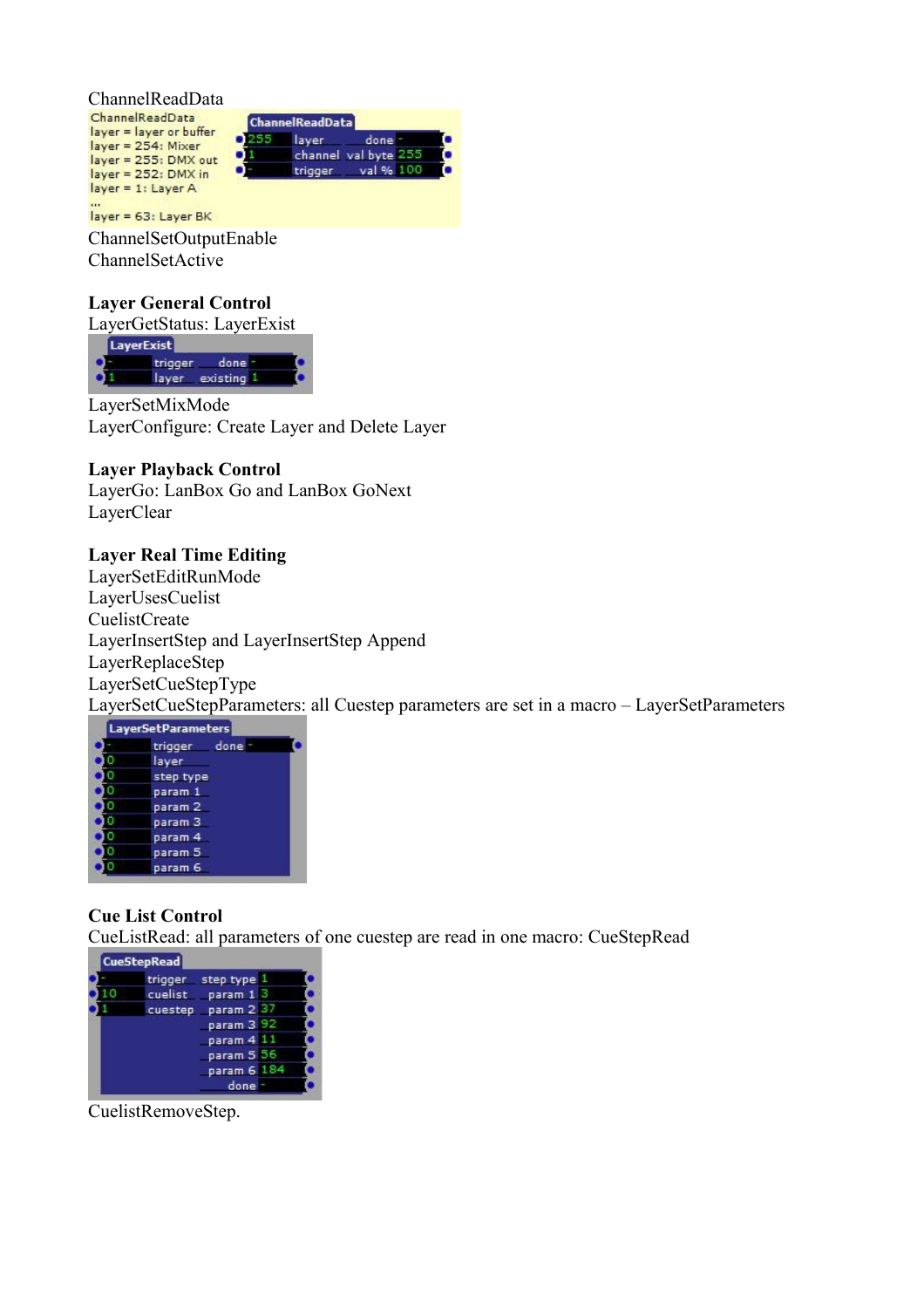ChannelReadData

ChannelReadData
layer = layer or buffer
layer = 254: Mixer
layer = 255: DMX out
layer = 252: DMX in
layer = 1: Layer A
...
layer = 63: Layer BK

| ChannelReadData | | | |
|---|---|---|---|
| 255 | layer | done | - |
| 1 | channel | val byte | 255 |
| - | trigger | val % | 100 |

ChannelSetOutputEnable
ChannelSetActive

**Layer General Control**
LayerGetStatus: LayerExist

| LayerExist | | | |
|---|---|---|---|
| - | trigger | done | - |
| 1 | layer | existing | 1 |

LayerSetMixMode
LayerConfigure: Create Layer and Delete Layer

**Layer Playback Control**
LayerGo: LanBox Go and LanBox GoNext
LayerClear

**Layer Real Time Editing**
LayerSetEditRunMode
LayerUsesCuelist
CuelistCreate
LayerInsertStep and LayerInsertStep Append
LayerReplaceStep
LayerSetCueStepType
LayerSetCueStepParameters: all Cuestep parameters are set in a macro – LayerSetParameters

| LayerSetParameters | | | |
|---|---|---|---|
| - | trigger | done | - |
| 0 | layer | | |
| 0 | step type | | |
| 0 | param 1 | | |
| 0 | param 2 | | |
| 0 | param 3 | | |
| 0 | param 4 | | |
| 0 | param 5 | | |
| 0 | param 6 | | |

**Cue List Control**
CueListRead: all parameters of one cuestep are read in one macro: CueStepRead

| CueStepRead | | | |
|---|---|---|---|
| - | trigger | step type | 1 |
| 10 | cuelist | param 1 | 3 |
| 1 | cuestep | param 2 | 37 |
| | | param 3 | 92 |
| | | param 4 | 11 |
| | | param 5 | 56 |
| | | param 6 | 184 |
| | | done | - |

CuelistRemoveStep.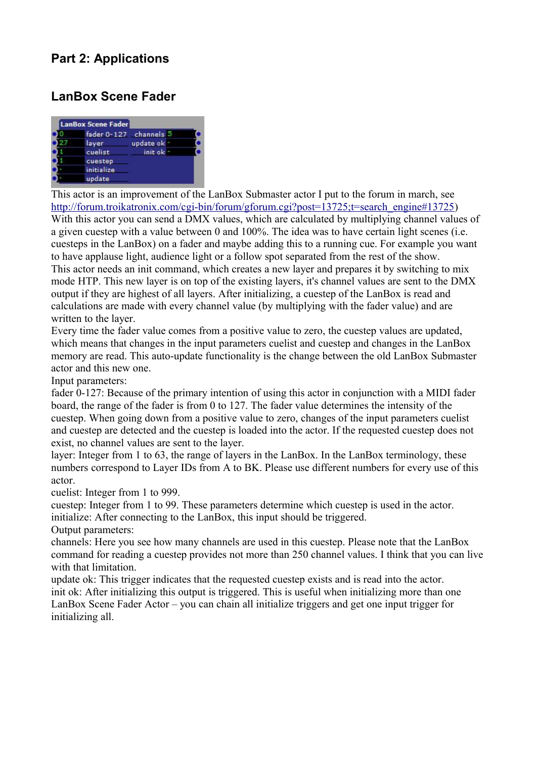## Part 2: Applications

### LanBox Scene Fader

This actor is an improvement of the LanBox Submaster actor I put to the forum in march, see http://forum.troikatronix.com/cgi-bin/forum/gforum.cgi?post=13725;t=search_engine#13725)
With this actor you can send a DMX values, which are calculated by multiplying channel values of a given cuestep with a value between 0 and 100%. The idea was to have certain light scenes (i.e. cuesteps in the LanBox) on a fader and maybe adding this to a running cue. For example you want to have applause light, audience light or a follow spot separated from the rest of the show.
This actor needs an init command, which creates a new layer and prepares it by switching to mix mode HTP. This new layer is on top of the existing layers, it's channel values are sent to the DMX output if they are highest of all layers. After initializing, a cuestep of the LanBox is read and calculations are made with every channel value (by multiplying with the fader value) and are written to the layer.
Every time the fader value comes from a positive value to zero, the cuestep values are updated, which means that changes in the input parameters cuelist and cuestep and changes in the LanBox memory are read. This auto-update functionality is the change between the old LanBox Submaster actor and this new one.
Input parameters:
fader 0-127: Because of the primary intention of using this actor in conjunction with a MIDI fader board, the range of the fader is from 0 to 127. The fader value determines the intensity of the cuestep. When going down from a positive value to zero, changes of the input parameters cuelist and cuestep are detected and the cuestep is loaded into the actor. If the requested cuestep does not exist, no channel values are sent to the layer.
layer: Integer from 1 to 63, the range of layers in the LanBox. In the LanBox terminology, these numbers correspond to Layer IDs from A to BK. Please use different numbers for every use of this actor.
cuelist: Integer from 1 to 999.
cuestep: Integer from 1 to 99. These parameters determine which cuestep is used in the actor.
initialize: After connecting to the LanBox, this input should be triggered.
Output parameters:
channels: Here you see how many channels are used in this cuestep. Please note that the LanBox command for reading a cuestep provides not more than 250 channel values. I think that you can live with that limitation.
update ok: This trigger indicates that the requested cuestep exists and is read into the actor.
init ok: After initializing this output is triggered. This is useful when initializing more than one LanBox Scene Fader Actor – you can chain all initialize triggers and get one input trigger for initializing all.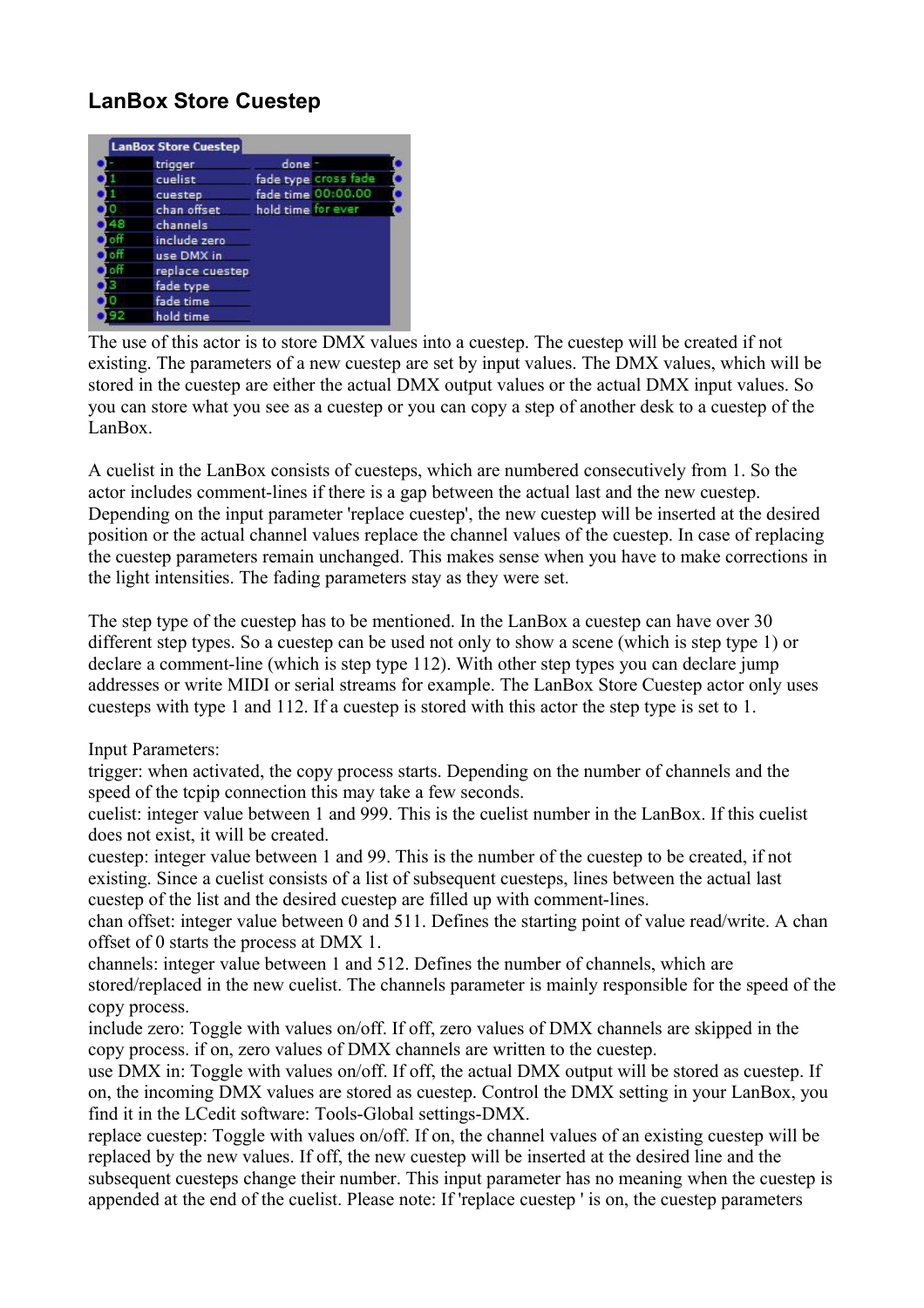## LanBox Store Cuestep

The use of this actor is to store DMX values into a cuestep. The cuestep will be created if not existing. The parameters of a new cuestep are set by input values. The DMX values, which will be stored in the cuestep are either the actual DMX output values or the actual DMX input values. So you can store what you see as a cuestep or you can copy a step of another desk to a cuestep of the LanBox.

A cuelist in the LanBox consists of cuesteps, which are numbered consecutively from 1. So the actor includes comment-lines if there is a gap between the actual last and the new cuestep. Depending on the input parameter 'replace cuestep', the new cuestep will be inserted at the desired position or the actual channel values replace the channel values of the cuestep. In case of replacing the cuestep parameters remain unchanged. This makes sense when you have to make corrections in the light intensities. The fading parameters stay as they were set.

The step type of the cuestep has to be mentioned. In the LanBox a cuestep can have over 30 different step types. So a cuestep can be used not only to show a scene (which is step type 1) or declare a comment-line (which is step type 112). With other step types you can declare jump addresses or write MIDI or serial streams for example. The LanBox Store Cuestep actor only uses cuesteps with type 1 and 112. If a cuestep is stored with this actor the step type is set to 1.

Input Parameters:
trigger: when activated, the copy process starts. Depending on the number of channels and the speed of the tcpip connection this may take a few seconds.
cuelist: integer value between 1 and 999. This is the cuelist number in the LanBox. If this cuelist does not exist, it will be created.
cuestep: integer value between 1 and 99. This is the number of the cuestep to be created, if not existing. Since a cuelist consists of a list of subsequent cuesteps, lines between the actual last cuestep of the list and the desired cuestep are filled up with comment-lines.
chan offset: integer value between 0 and 511. Defines the starting point of value read/write. A chan offset of 0 starts the process at DMX 1.
channels: integer value between 1 and 512. Defines the number of channels, which are stored/replaced in the new cuelist. The channels parameter is mainly responsible for the speed of the copy process.
include zero: Toggle with values on/off. If off, zero values of DMX channels are skipped in the copy process. if on, zero values of DMX channels are written to the cuestep.
use DMX in: Toggle with values on/off. If off, the actual DMX output will be stored as cuestep. If on, the incoming DMX values are stored as cuestep. Control the DMX setting in your LanBox, you find it in the LCedit software: Tools-Global settings-DMX.
replace cuestep: Toggle with values on/off. If on, the channel values of an existing cuestep will be replaced by the new values. If off, the new cuestep will be inserted at the desired line and the subsequent cuesteps change their number. This input parameter has no meaning when the cuestep is appended at the end of the cuelist. Please note: If 'replace cuestep ' is on, the cuestep parameters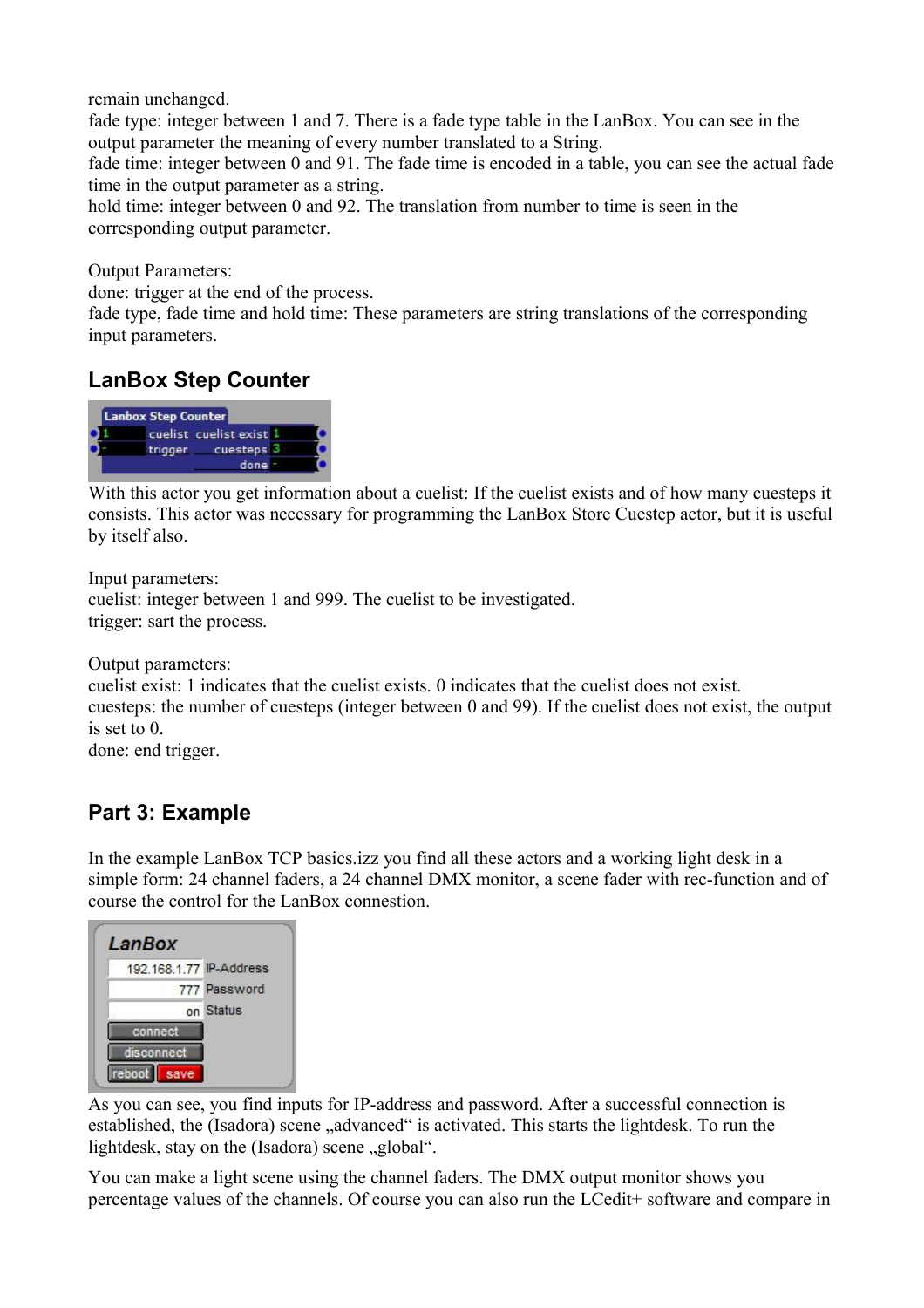remain unchanged.
fade type: integer between 1 and 7. There is a fade type table in the LanBox. You can see in the output parameter the meaning of every number translated to a String.
fade time: integer between 0 and 91. The fade time is encoded in a table, you can see the actual fade time in the output parameter as a string.
hold time: integer between 0 and 92. The translation from number to time is seen in the corresponding output parameter.

Output Parameters:
done: trigger at the end of the process.
fade type, fade time and hold time: These parameters are string translations of the corresponding input parameters.

## LanBox Step Counter

With this actor you get information about a cuelist: If the cuelist exists and of how many cuesteps it consists. This actor was necessary for programming the LanBox Store Cuestep actor, but it is useful by itself also.

Input parameters:
cuelist: integer between 1 and 999. The cuelist to be investigated.
trigger: sart the process.

Output parameters:
cuelist exist: 1 indicates that the cuelist exists. 0 indicates that the cuelist does not exist.
cuesteps: the number of cuesteps (integer between 0 and 99). If the cuelist does not exist, the output is set to 0.
done: end trigger.

## Part 3: Example

In the example LanBox TCP basics.izz you find all these actors and a working light desk in a simple form: 24 channel faders, a 24 channel DMX monitor, a scene fader with rec-function and of course the control for the LanBox connestion.

As you can see, you find inputs for IP-address and password. After a successful connection is established, the (Isadora) scene „advanced“ is activated. This starts the lightdesk. To run the lightdesk, stay on the (Isadora) scene „global“.

You can make a light scene using the channel faders. The DMX output monitor shows you percentage values of the channels. Of course you can also run the LCedit+ software and compare in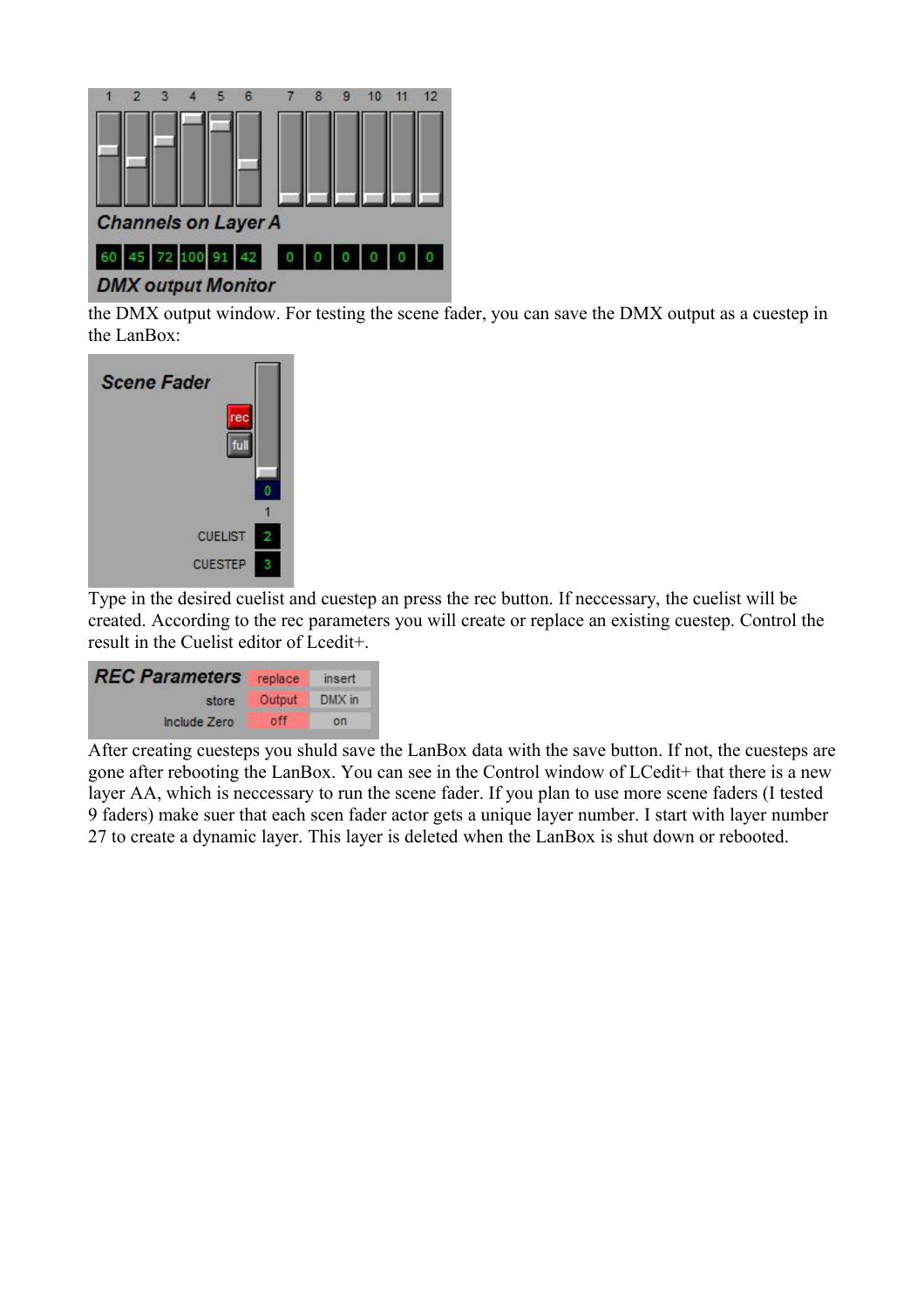1 2 3 4 5 6 7 8 9 10 11 12

Channels on Layer A

60 45 72 100 91 42 0 0 0 0 0 0

DMX output Monitor

the DMX output window. For testing the scene fader, you can save the DMX output as a cuestep in the LanBox:

Scene Fader

rec

full

0

1

CUELIST 2

CUESTEP 3

Type in the desired cuelist and cuestep an press the rec button. If neccessary, the cuelist will be created. According to the rec parameters you will create or replace an existing cuestep. Control the result in the Cuelist editor of Lcedit+.

REC Parameters replace insert

store Output DMX in

Include Zero off on

After creating cuesteps you shuld save the LanBox data with the save button. If not, the cuesteps are gone after rebooting the LanBox. You can see in the Control window of LCedit+ that there is a new layer AA, which is neccessary to run the scene fader. If you plan to use more scene faders (I tested 9 faders) make suer that each scen fader actor gets a unique layer number. I start with layer number 27 to create a dynamic layer. This layer is deleted when the LanBox is shut down or rebooted.